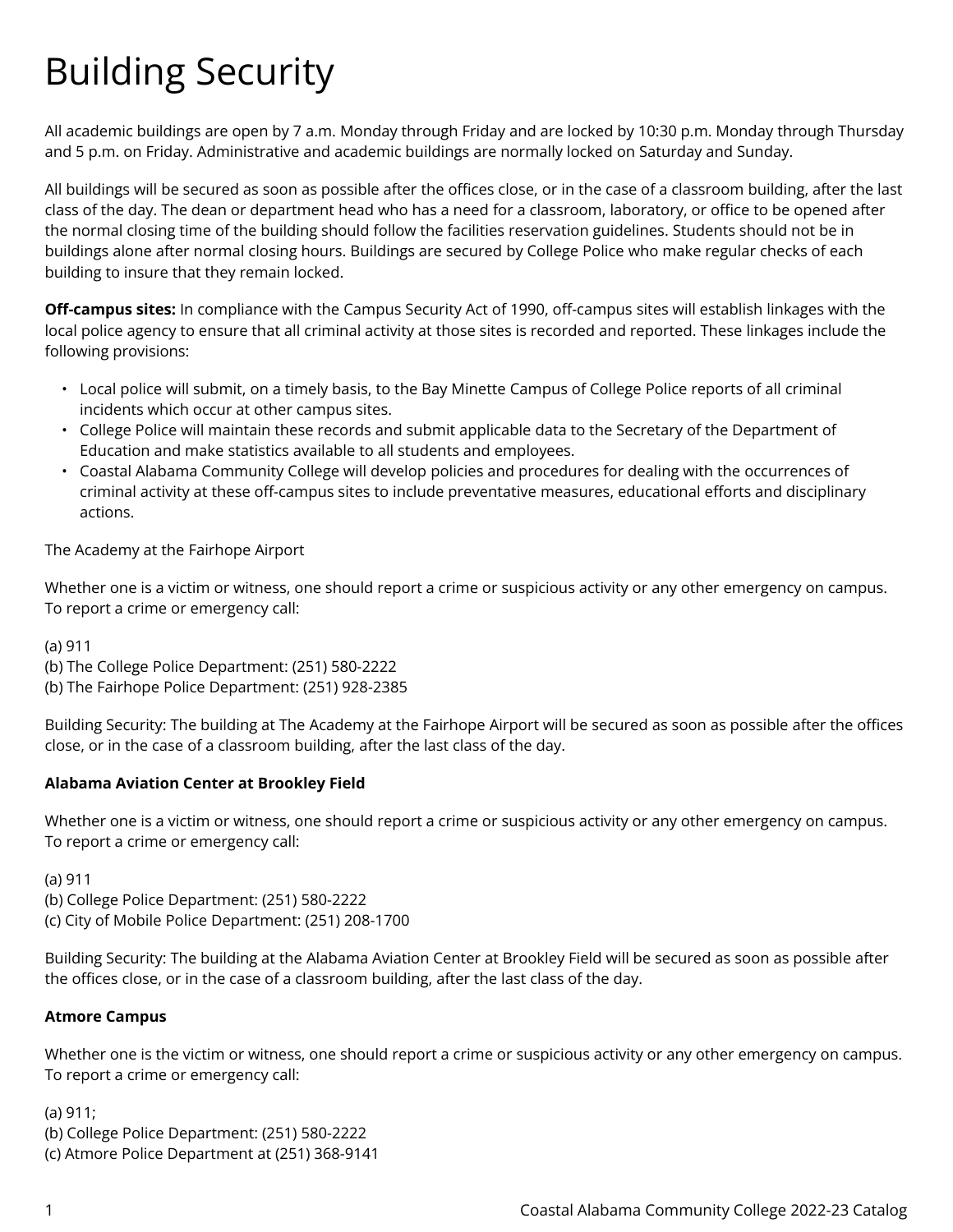# Building Security

All academic buildings are open by 7 a.m. Monday through Friday and are locked by 10:30 p.m. Monday through Thursday and 5 p.m. on Friday. Administrative and academic buildings are normally locked on Saturday and Sunday.

All buildings will be secured as soon as possible after the offices close, or in the case of a classroom building, after the last class of the day. The dean or department head who has a need for a classroom, laboratory, or office to be opened after the normal closing time of the building should follow the facilities reservation guidelines. Students should not be in buildings alone after normal closing hours. Buildings are secured by College Police who make regular checks of each building to insure that they remain locked.

**Off-campus sites:** In compliance with the Campus Security Act of 1990, off-campus sites will establish linkages with the local police agency to ensure that all criminal activity at those sites is recorded and reported. These linkages include the following provisions:

- Local police will submit, on a timely basis, to the Bay Minette Campus of College Police reports of all criminal incidents which occur at other campus sites.
- College Police will maintain these records and submit applicable data to the Secretary of the Department of Education and make statistics available to all students and employees.
- Coastal Alabama Community College will develop policies and procedures for dealing with the occurrences of criminal activity at these off-campus sites to include preventative measures, educational efforts and disciplinary actions.

The Academy at the Fairhope Airport

Whether one is a victim or witness, one should report a crime or suspicious activity or any other emergency on campus. To report a crime or emergency call:

(a) 911
(b) The College Police Department: (251) 580-2222
(b) The Fairhope Police Department: (251) 928-2385

Building Security: The building at The Academy at the Fairhope Airport will be secured as soon as possible after the offices close, or in the case of a classroom building, after the last class of the day.

**Alabama Aviation Center at Brookley Field**

Whether one is a victim or witness, one should report a crime or suspicious activity or any other emergency on campus. To report a crime or emergency call:

(a) 911
(b) College Police Department: (251) 580-2222
(c) City of Mobile Police Department: (251) 208-1700

Building Security: The building at the Alabama Aviation Center at Brookley Field will be secured as soon as possible after the offices close, or in the case of a classroom building, after the last class of the day.

**Atmore Campus**

Whether one is the victim or witness, one should report a crime or suspicious activity or any other emergency on campus. To report a crime or emergency call:

(a) 911;
(b) College Police Department: (251) 580-2222
(c) Atmore Police Department at (251) 368-9141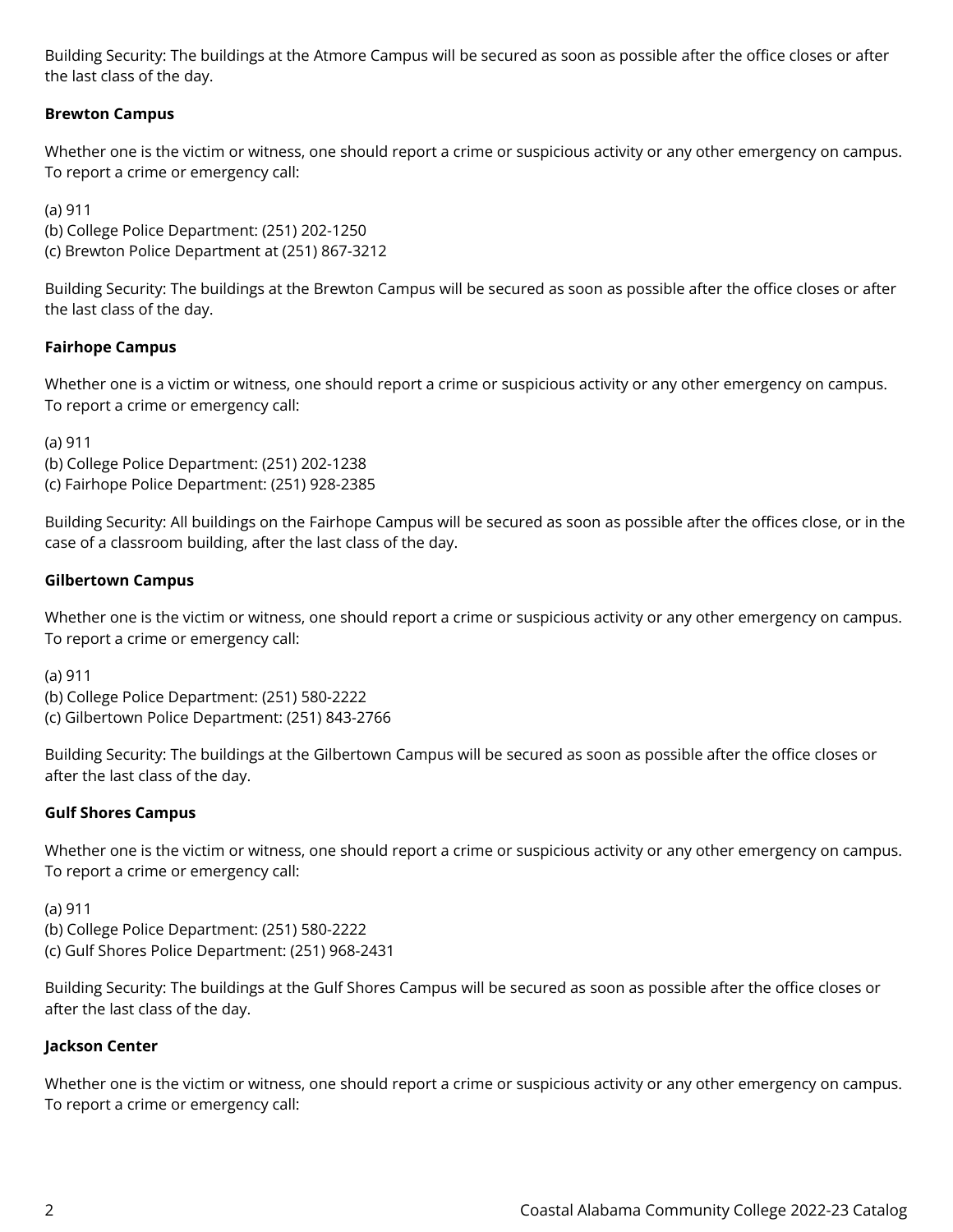Building Security: The buildings at the Atmore Campus will be secured as soon as possible after the office closes or after the last class of the day.

**Brewton Campus**

Whether one is the victim or witness, one should report a crime or suspicious activity or any other emergency on campus. To report a crime or emergency call:

(a) 911
(b) College Police Department: (251) 202-1250
(c) Brewton Police Department at (251) 867-3212

Building Security: The buildings at the Brewton Campus will be secured as soon as possible after the office closes or after the last class of the day.

**Fairhope Campus**

Whether one is a victim or witness, one should report a crime or suspicious activity or any other emergency on campus. To report a crime or emergency call:

(a) 911
(b) College Police Department: (251) 202-1238
(c) Fairhope Police Department: (251) 928-2385

Building Security: All buildings on the Fairhope Campus will be secured as soon as possible after the offices close, or in the case of a classroom building, after the last class of the day.

**Gilbertown Campus**

Whether one is the victim or witness, one should report a crime or suspicious activity or any other emergency on campus. To report a crime or emergency call:

(a) 911
(b) College Police Department: (251) 580-2222
(c) Gilbertown Police Department: (251) 843-2766

Building Security: The buildings at the Gilbertown Campus will be secured as soon as possible after the office closes or after the last class of the day.

**Gulf Shores Campus**

Whether one is the victim or witness, one should report a crime or suspicious activity or any other emergency on campus. To report a crime or emergency call:

(a) 911
(b) College Police Department: (251) 580-2222
(c) Gulf Shores Police Department: (251) 968-2431

Building Security: The buildings at the Gulf Shores Campus will be secured as soon as possible after the office closes or after the last class of the day.

**Jackson Center**

Whether one is the victim or witness, one should report a crime or suspicious activity or any other emergency on campus. To report a crime or emergency call: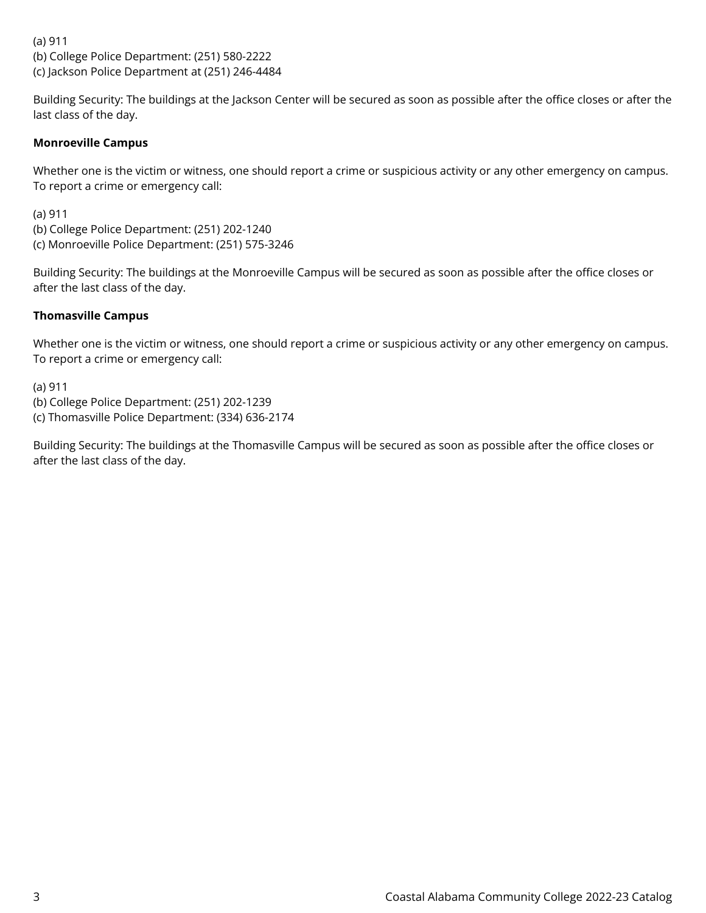(a) 911
(b) College Police Department: (251) 580-2222
(c) Jackson Police Department at (251) 246-4484

Building Security: The buildings at the Jackson Center will be secured as soon as possible after the office closes or after the last class of the day.

**Monroeville Campus**

Whether one is the victim or witness, one should report a crime or suspicious activity or any other emergency on campus. To report a crime or emergency call:

(a) 911
(b) College Police Department: (251) 202-1240
(c) Monroeville Police Department: (251) 575-3246

Building Security: The buildings at the Monroeville Campus will be secured as soon as possible after the office closes or after the last class of the day.

**Thomasville Campus**

Whether one is the victim or witness, one should report a crime or suspicious activity or any other emergency on campus. To report a crime or emergency call:

(a) 911
(b) College Police Department: (251) 202-1239
(c) Thomasville Police Department: (334) 636-2174

Building Security: The buildings at the Thomasville Campus will be secured as soon as possible after the office closes or after the last class of the day.